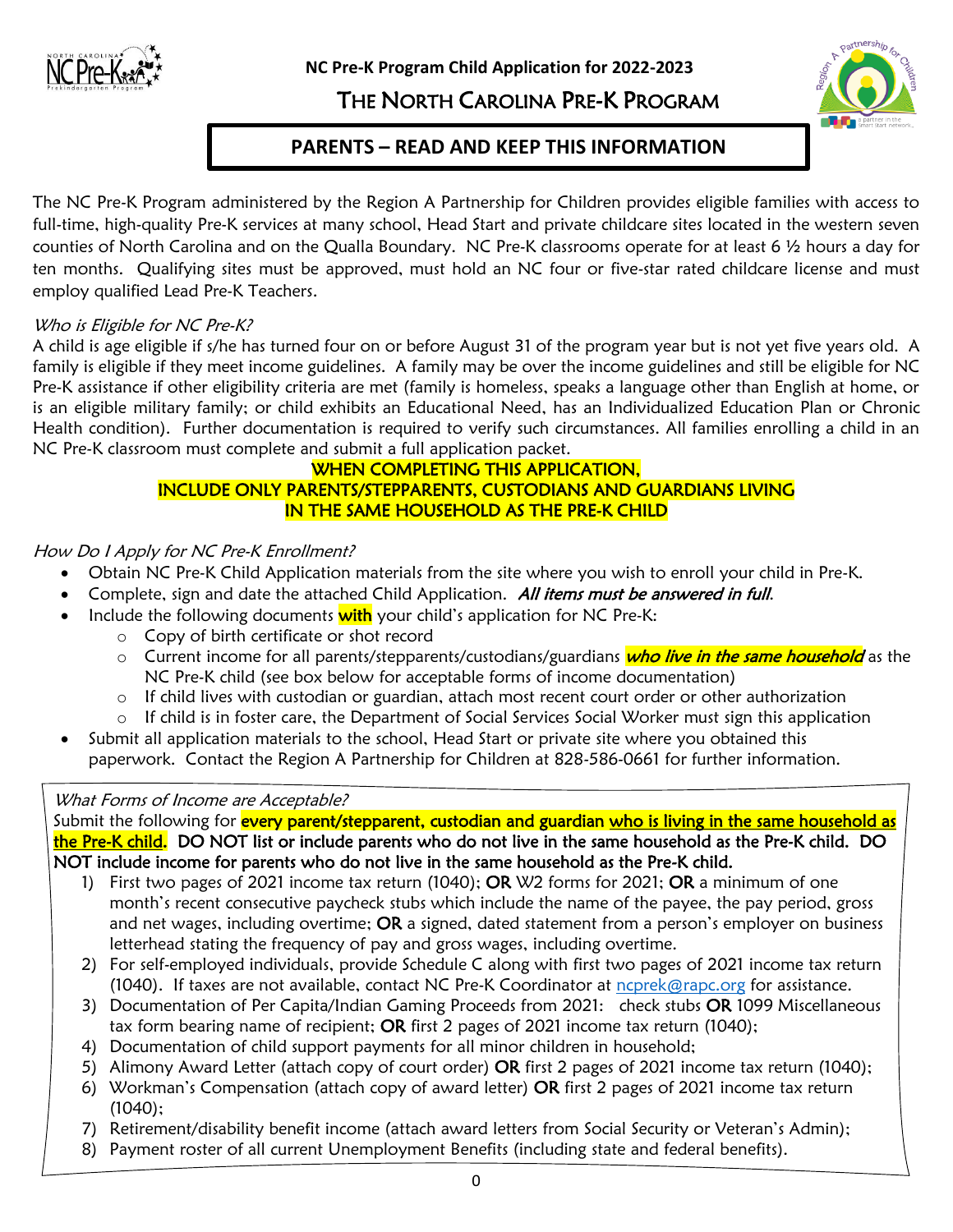NC Pre-K Program Child Application for 2022-2023

# THE NORTH CAROLINA PRE-K PROGRAM

## PARENTS – READ AND KEEP THIS INFORMATION

The NC Pre-K Program administered by the Region A Partnership for Children provides eligible families with access to full-time, high-quality Pre-K services at many school, Head Start and private childcare sites located in the western seven counties of North Carolina and on the Qualla Boundary. NC Pre-K classrooms operate for at least 6 ½ hours a day for ten months. Qualifying sites must be approved, must hold an NC four or five-star rated childcare license and must employ qualified Lead Pre-K Teachers.

*Who is Eligible for NC Pre-K?*

A child is age eligible if s/he has turned four on or before August 31 of the program year but is not yet five years old. A family is eligible if they meet income guidelines. A family may be over the income guidelines and still be eligible for NC Pre-K assistance if other eligibility criteria are met (family is homeless, speaks a language other than English at home, or is an eligible military family; or child exhibits an Educational Need, has an Individualized Education Plan or Chronic Health condition). Further documentation is required to verify such circumstances. All families enrolling a child in an NC Pre-K classroom must complete and submit a full application packet.

WHEN COMPLETING THIS APPLICATION,
INCLUDE ONLY PARENTS/STEPPARENTS, CUSTODIANS AND GUARDIANS LIVING IN THE SAME HOUSEHOLD AS THE PRE-K CHILD

*How Do I Apply for NC Pre-K Enrollment?*

- Obtain NC Pre-K Child Application materials from the site where you wish to enroll your child in Pre-K.
- Complete, sign and date the attached Child Application. ***All items must be answered in full.***
- Include the following documents **with** your child's application for NC Pre-K:
  - Copy of birth certificate or shot record
  - Current income for all parents/stepparents/custodians/guardians ***who live in the same household*** as the NC Pre-K child (see box below for acceptable forms of income documentation)
  - If child lives with custodian or guardian, attach most recent court order or other authorization
  - If child is in foster care, the Department of Social Services Social Worker must sign this application
- Submit all application materials to the school, Head Start or private site where you obtained this paperwork. Contact the Region A Partnership for Children at 828-586-0661 for further information.

*What Forms of Income are Acceptable?*

Submit the following for every parent/stepparent, custodian and guardian who is living in the same household as the Pre-K child. **DO NOT list or include parents who do not live in the same household as the Pre-K child. DO NOT include income for parents who do not live in the same household as the Pre-K child.**

1) First two pages of 2021 income tax return (1040); **OR** W2 forms for 2021; **OR** a minimum of one month's recent consecutive paycheck stubs which include the name of the payee, the pay period, gross and net wages, including overtime; **OR** a signed, dated statement from a person's employer on business letterhead stating the frequency of pay and gross wages, including overtime.
2) For self-employed individuals, provide Schedule C along with first two pages of 2021 income tax return (1040). If taxes are not available, contact NC Pre-K Coordinator at ncprek@rapc.org for assistance.
3) Documentation of Per Capita/Indian Gaming Proceeds from 2021: check stubs **OR** 1099 Miscellaneous tax form bearing name of recipient; **OR** first 2 pages of 2021 income tax return (1040);
4) Documentation of child support payments for all minor children in household;
5) Alimony Award Letter (attach copy of court order) **OR** first 2 pages of 2021 income tax return (1040);
6) Workman's Compensation (attach copy of award letter) **OR** first 2 pages of 2021 income tax return (1040);
7) Retirement/disability benefit income (attach award letters from Social Security or Veteran's Admin);
8) Payment roster of all current Unemployment Benefits (including state and federal benefits).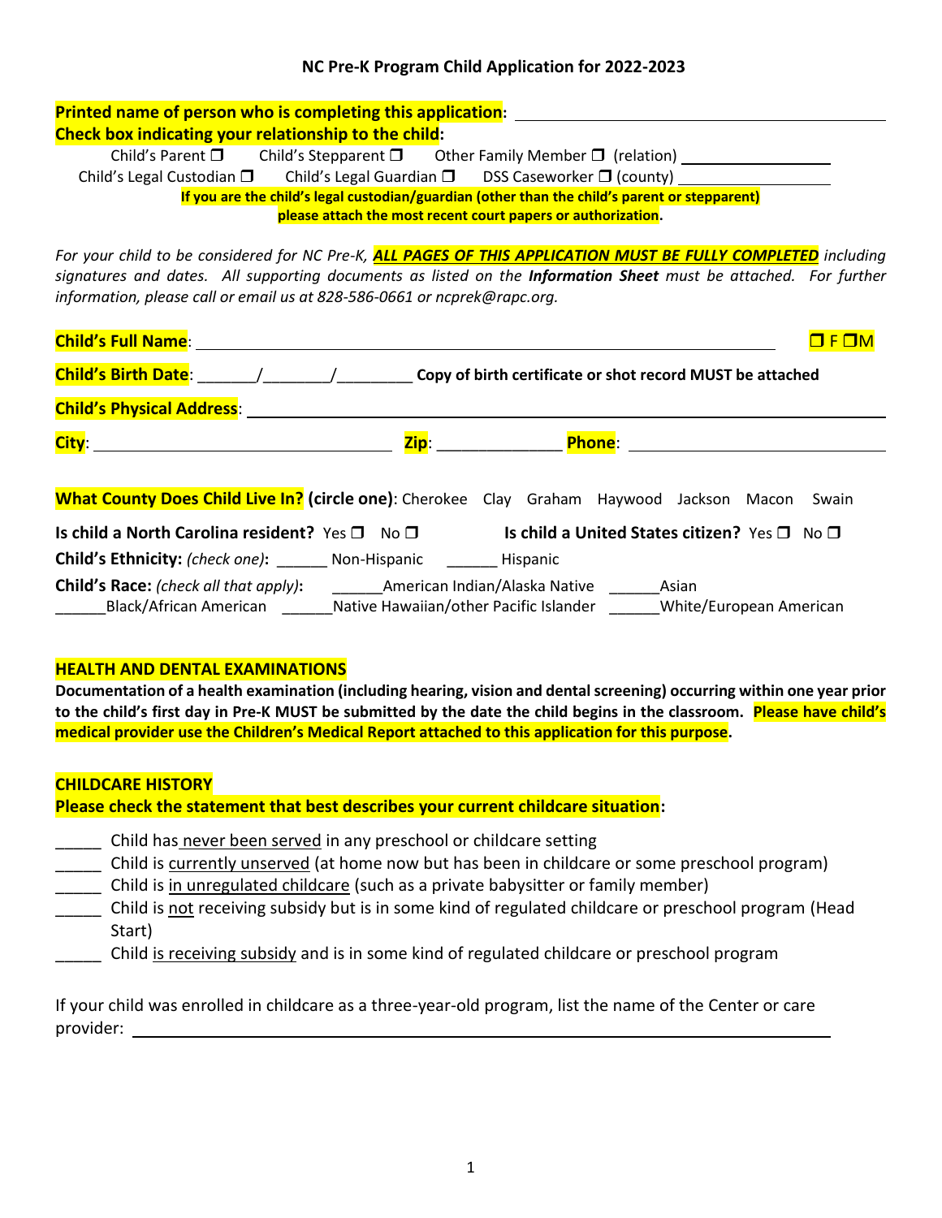# NC Pre-K Program Child Application for 2022-2023

**Printed name of person who is completing this application:** ______________________________

**Check box indicating your relationship to the child:**

Child's Parent ❒ Child's Stepparent ❒ Other Family Member ❒ (relation) ________________

Child's Legal Custodian ❒ Child's Legal Guardian ❒ DSS Caseworker ❒ (county) ________________

**If you are the child's legal custodian/guardian (other than the child's parent or stepparent) please attach the most recent court papers or authorization.**

*For your child to be considered for NC Pre-K,* ***ALL PAGES OF THIS APPLICATION MUST BE FULLY COMPLETED*** *including signatures and dates. All supporting documents as listed on the* ***Information Sheet*** *must be attached. For further information, please call or email us at 828-586-0661 or ncprek@rapc.org.*

**Child's Full Name**: ____________________________________________ ❒ F ❒M

**Child's Birth Date**: ______/_______/________ **Copy of birth certificate or shot record MUST be attached**

**Child's Physical Address**: ____________________________________________

**City**: ______________________ **Zip**: ______________ **Phone**: ______________________

**What County Does Child Live In? (circle one)**: Cherokee Clay Graham Haywood Jackson Macon Swain

**Is child a North Carolina resident?** Yes ❒ No ❒ **Is child a United States citizen?** Yes ❒ No ❒

**Child's Ethnicity:** *(check one)***:** ______ Non-Hispanic ______ Hispanic

**Child's Race:** *(check all that apply)***:** ______American Indian/Alaska Native ______Asian ______Black/African American ______Native Hawaiian/other Pacific Islander ______White/European American

## HEALTH AND DENTAL EXAMINATIONS

**Documentation of a health examination (including hearing, vision and dental screening) occurring within one year prior to the child's first day in Pre-K MUST be submitted by the date the child begins in the classroom. Please have child's medical provider use the Children's Medical Report attached to this application for this purpose.**

## CHILDCARE HISTORY

**Please check the statement that best describes your current childcare situation:**

_____ Child has never been served in any preschool or childcare setting
_____ Child is currently unserved (at home now but has been in childcare or some preschool program)
_____ Child is in unregulated childcare (such as a private babysitter or family member)
_____ Child is not receiving subsidy but is in some kind of regulated childcare or preschool program (Head Start)
_____ Child is receiving subsidy and is in some kind of regulated childcare or preschool program

If your child was enrolled in childcare as a three-year-old program, list the name of the Center or care provider: ____________________________________________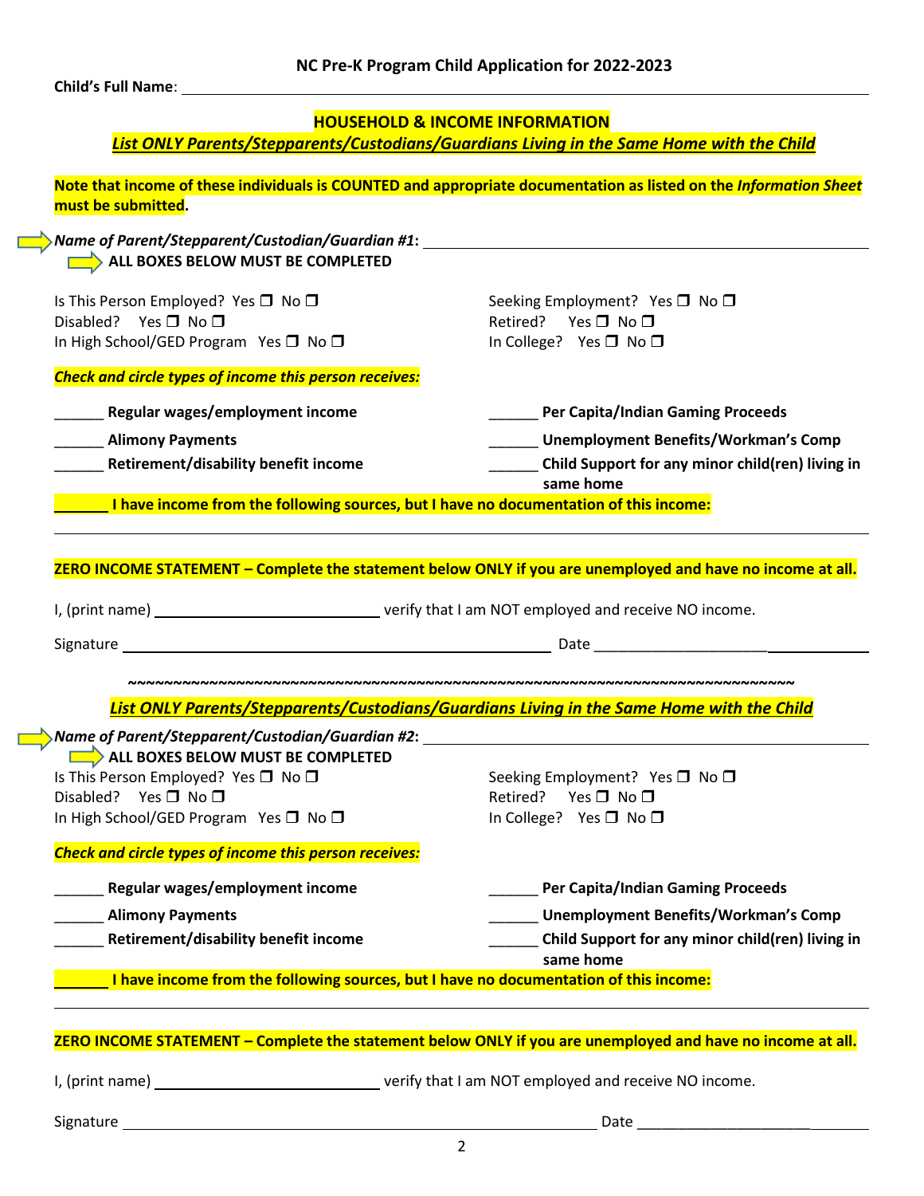**NC Pre-K Program Child Application for 2022-2023**

**Child's Full Name**: ______________________________________________

## HOUSEHOLD & INCOME INFORMATION

***List ONLY Parents/Stepparents/Custodians/Guardians Living in the Same Home with the Child***

**Note that income of these individuals is COUNTED and appropriate documentation as listed on the *Information Sheet* must be submitted.**

***Name of Parent/Stepparent/Custodian/Guardian #1*:** ______________________________________________

**ALL BOXES BELOW MUST BE COMPLETED**

Is This Person Employed? Yes ❐ No ❐
Disabled? Yes ❐ No ❐
In High School/GED Program Yes ❐ No ❐
Seeking Employment? Yes ❐ No ❐
Retired? Yes ❐ No ❐
In College? Yes ❐ No ❐

***Check and circle types of income this person receives:***

______ **Regular wages/employment income**
______ **Alimony Payments**
______ **Retirement/disability benefit income**
______ **Per Capita/Indian Gaming Proceeds**
______ **Unemployment Benefits/Workman's Comp**
______ **Child Support for any minor child(ren) living in same home**

_______ **I have income from the following sources, but I have no documentation of this income:**

______________________________________________

**ZERO INCOME STATEMENT – Complete the statement below ONLY if you are unemployed and have no income at all.**

I, (print name) ____________________________ verify that I am NOT employed and receive NO income.

Signature ______________________________________________ Date ______________________

~~~~~~~~~~~~~~~~~~~~~~~~~~~~~~~~~~~~~~~~~~~~~~~~~~~~~~~~~~~~~~~~~~~~~~~~~~~~~

***List ONLY Parents/Stepparents/Custodians/Guardians Living in the Same Home with the Child***

***Name of Parent/Stepparent/Custodian/Guardian #2*:** ______________________________________________

**ALL BOXES BELOW MUST BE COMPLETED**

Is This Person Employed? Yes ❐ No ❐
Disabled? Yes ❐ No ❐
In High School/GED Program Yes ❐ No ❐
Seeking Employment? Yes ❐ No ❐
Retired? Yes ❐ No ❐
In College? Yes ❐ No ❐

***Check and circle types of income this person receives:***

______ **Regular wages/employment income**
______ **Alimony Payments**
______ **Retirement/disability benefit income**
______ **Per Capita/Indian Gaming Proceeds**
______ **Unemployment Benefits/Workman's Comp**
______ **Child Support for any minor child(ren) living in same home**

_______ **I have income from the following sources, but I have no documentation of this income:**

______________________________________________

**ZERO INCOME STATEMENT – Complete the statement below ONLY if you are unemployed and have no income at all.**

I, (print name) ____________________________ verify that I am NOT employed and receive NO income.

Signature ______________________________________________ Date ______________________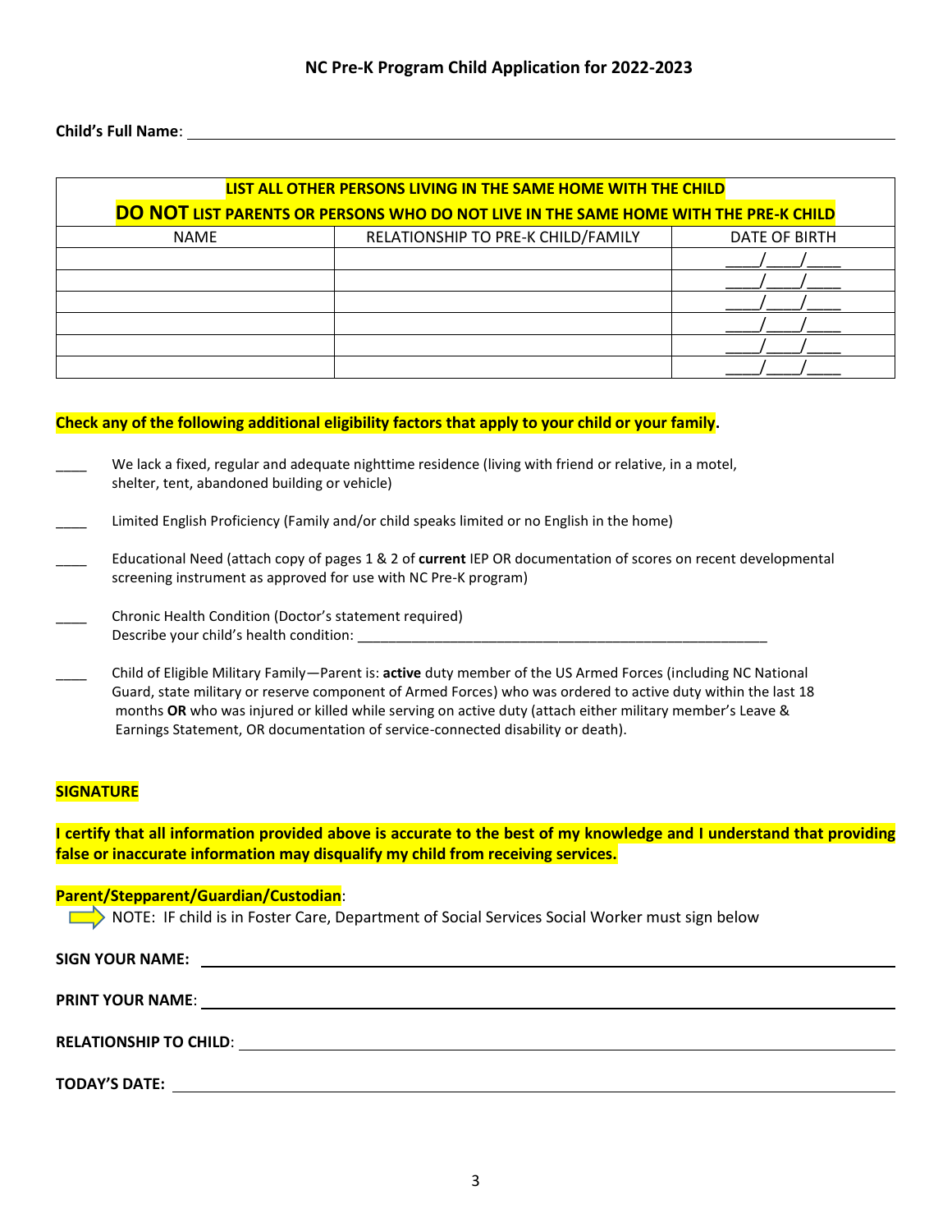# NC Pre-K Program Child Application for 2022-2023

**Child's Full Name**: ______________________________________________

| **LIST ALL OTHER PERSONS LIVING IN THE SAME HOME WITH THE CHILD** **DO NOT LIST PARENTS OR PERSONS WHO DO NOT LIVE IN THE SAME HOME WITH THE PRE-K CHILD** | | |
|---|---|---|
| NAME | RELATIONSHIP TO PRE-K CHILD/FAMILY | DATE OF BIRTH |
| | | ____/____/____ |
| | | ____/____/____ |
| | | ____/____/____ |
| | | ____/____/____ |
| | | ____/____/____ |
| | | ____/____/____ |

**Check any of the following additional eligibility factors that apply to your child or your family.**

____ We lack a fixed, regular and adequate nighttime residence (living with friend or relative, in a motel, shelter, tent, abandoned building or vehicle)

____ Limited English Proficiency (Family and/or child speaks limited or no English in the home)

____ Educational Need (attach copy of pages 1 & 2 of **current** IEP OR documentation of scores on recent developmental screening instrument as approved for use with NC Pre-K program)

____ Chronic Health Condition (Doctor's statement required)
Describe your child's health condition: ________________________________________________

____ Child of Eligible Military Family—Parent is: **active** duty member of the US Armed Forces (including NC National Guard, state military or reserve component of Armed Forces) who was ordered to active duty within the last 18 months **OR** who was injured or killed while serving on active duty (attach either military member's Leave & Earnings Statement, OR documentation of service-connected disability or death).

**SIGNATURE**

**I certify that all information provided above is accurate to the best of my knowledge and I understand that providing false or inaccurate information may disqualify my child from receiving services.**

**Parent/Stepparent/Guardian/Custodian**:

NOTE: IF child is in Foster Care, Department of Social Services Social Worker must sign below

**SIGN YOUR NAME:** ______________________________________________

**PRINT YOUR NAME**: ______________________________________________

**RELATIONSHIP TO CHILD**: ______________________________________________

**TODAY'S DATE:** ______________________________________________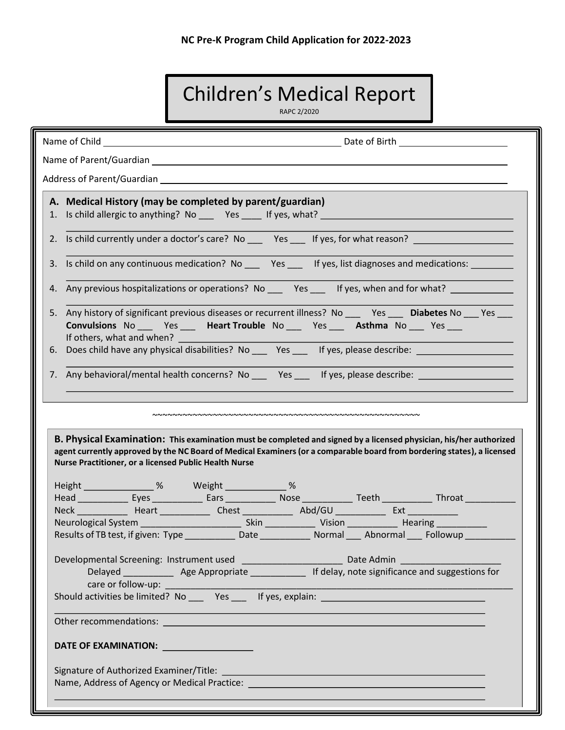**NC Pre-K Program Child Application for 2022-2023**

# Children's Medical Report

RAPC 2/2020

Name of Child ______________________________ Date of Birth ____________________

Name of Parent/Guardian ______________________________

Address of Parent/Guardian ______________________________

## A. Medical History (may be completed by parent/guardian)

1. Is child allergic to anything? No ___ Yes ____ If yes, what? ______________________________
2. Is child currently under a doctor's care? No ___ Yes ___ If yes, for what reason? ______________________________
3. Is child on any continuous medication? No ___ Yes ___ If yes, list diagnoses and medications: ______________________________
4. Any previous hospitalizations or operations? No ___ Yes ___ If yes, when and for what? ______________________________
5. Any history of significant previous diseases or recurrent illness? No ___ Yes ___ **Diabetes** No ___ Yes ___ **Convulsions** No ___ Yes ___ **Heart Trouble** No ___ Yes ___ **Asthma** No ___ Yes ___
   If others, what and when? ______________________________
6. Does child have any physical disabilities? No ___ Yes ___ If yes, please describe: ______________________________
7. Any behavioral/mental health concerns? No ___ Yes ___ If yes, please describe: ______________________________

~~~~~~~~~~~~~~~~~~~~~~~~~~~~~~~~~~~~~~~~~~~~~~~~~~~~~~~~

**B. Physical Examination: This examination must be completed and signed by a licensed physician, his/her authorized agent currently approved by the NC Board of Medical Examiners (or a comparable board from bordering states), a licensed Nurse Practitioner, or a licensed Public Health Nurse**

Height ______________ % Weight ____________ %

Head __________ Eyes __________ Ears __________ Nose __________ Teeth __________ Throat __________

Neck __________ Heart __________ Chest __________ Abd/GU __________ Ext __________

Neurological System ____________________ Skin __________ Vision __________ Hearing __________

Results of TB test, if given: Type __________ Date __________ Normal ___ Abnormal ___ Followup __________

Developmental Screening: Instrument used ____________________ Date Admin ____________________

Delayed __________ Age Appropriate ___________ If delay, note significance and suggestions for care or follow-up: ______________________________

Should activities be limited? No ___ Yes ___ If yes, explain: ______________________________

Other recommendations: ______________________________

**DATE OF EXAMINATION:** __________________

Signature of Authorized Examiner/Title: ______________________________

Name, Address of Agency or Medical Practice: ______________________________